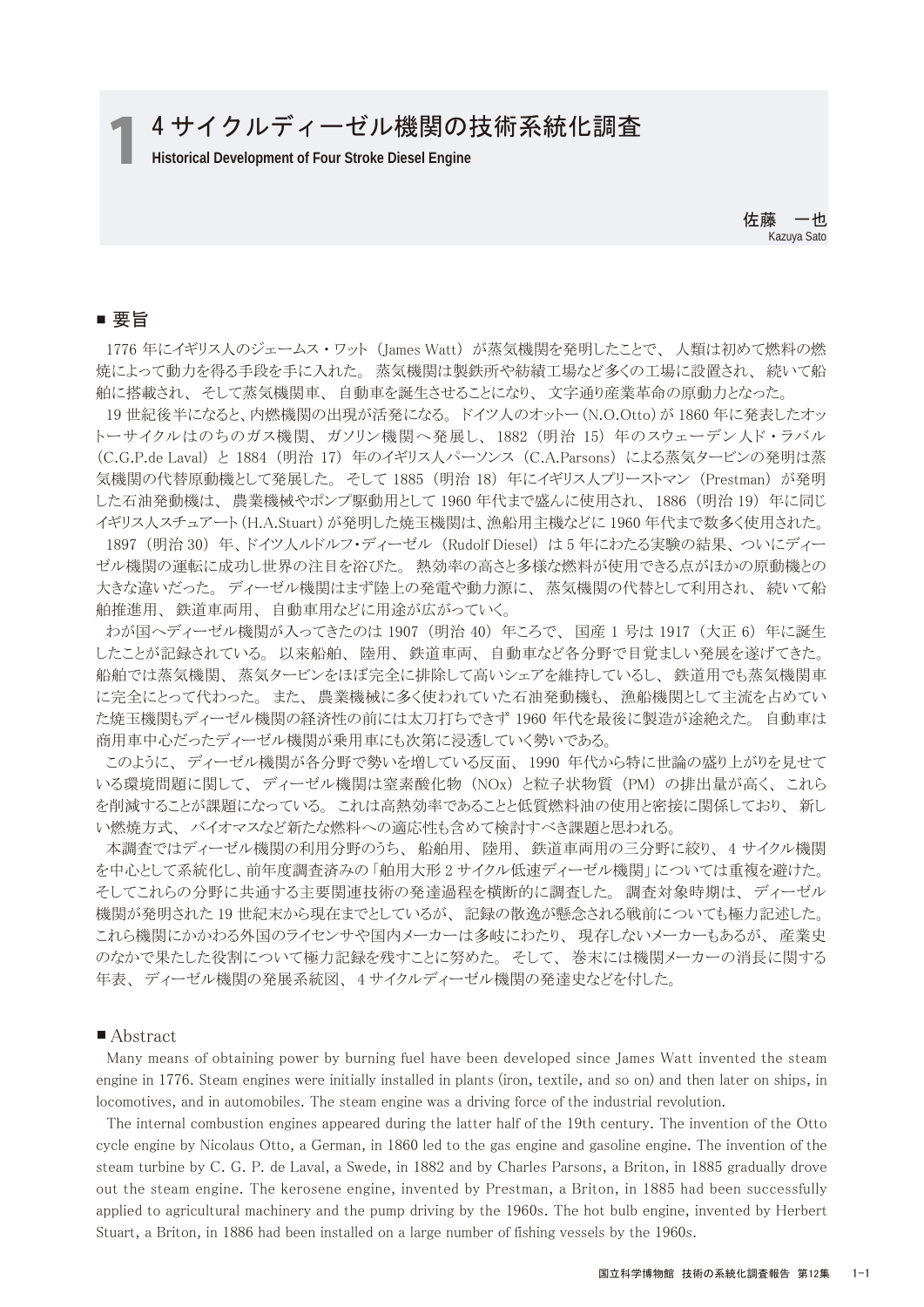# 1 4サイクルディーゼル機関の技術系統化調査

**Historical Development of Four Stroke Diesel Engine**

佐藤　一也
Kazuya Sato

## ■ 要旨

1776 年にイギリス人のジェームス・ワット（James Watt）が蒸気機関を発明したことで、人類は初めて燃料の燃焼によって動力を得る手段を手に入れた。蒸気機関は製鉄所や紡績工場など多くの工場に設置され、続いて船舶に搭載され、そして蒸気機関車、自動車を誕生させることになり、文字通り産業革命の原動力となった。

19 世紀後半になると、内燃機関の出現が活発になる。ドイツ人のオットー（N.O.Otto）が 1860 年に発表したオットーサイクルはのちのガス機関、ガソリン機関へ発展し、1882（明治 15）年のスウェーデン人ド・ラバル（C.G.P.de Laval）と 1884（明治 17）年のイギリス人パーソンス（C.A.Parsons）による蒸気タービンの発明は蒸気機関の代替原動機として発展した。そして 1885（明治 18）年にイギリス人プリーストマン（Prestman）が発明した石油発動機は、農業機械やポンプ駆動用として 1960 年代まで盛んに使用され、1886（明治 19）年に同じイギリス人スチュアート（H.A.Stuart）が発明した焼玉機関は、漁船用主機などに 1960 年代まで数多く使用された。

1897（明治 30）年、ドイツ人ルドルフ・ディーゼル（Rudolf Diesel）は 5 年にわたる実験の結果、ついにディーゼル機関の運転に成功し世界の注目を浴びた。熱効率の高さと多様な燃料が使用できる点がほかの原動機との大きな違いだった。ディーゼル機関はまず陸上の発電や動力源に、蒸気機関の代替として利用され、続いて船舶推進用、鉄道車両用、自動車用などに用途が広がっていく。

わが国へディーゼル機関が入ってきたのは 1907（明治 40）年ころで、国産 1 号は 1917（大正 6）年に誕生したことが記録されている。以来船舶、陸用、鉄道車両、自動車など各分野で目覚ましい発展を遂げてきた。船舶では蒸気機関、蒸気タービンをほぼ完全に排除して高いシェアを維持しているし、鉄道用でも蒸気機関車に完全にとって代わった。また、農業機械に多く使われていた石油発動機も、漁船機関として主流を占めていた焼玉機関もディーゼル機関の経済性の前には太刀打ちできず 1960 年代を最後に製造が途絶えた。自動車は商用車中心だったディーゼル機関が乗用車にも次第に浸透していく勢いである。

このように、ディーゼル機関が各分野で勢いを増している反面、1990 年代から特に世論の盛り上がりを見せている環境問題に関して、ディーゼル機関は窒素酸化物（NOx）と粒子状物質（PM）の排出量が高く、これらを削減することが課題になっている。これは高熱効率であることと低質燃料油の使用と密接に関係しており、新しい燃焼方式、バイオマスなど新たな燃料への適応性も含めて検討すべき課題と思われる。

本調査ではディーゼル機関の利用分野のうち、船舶用、陸用、鉄道車両用の三分野に絞り、4 サイクル機関を中心として系統化し、前年度調査済みの「舶用大形 2 サイクル低速ディーゼル機関」については重複を避けた。そしてこれらの分野に共通する主要関連技術の発達過程を横断的に調査した。調査対象時期は、ディーゼル機関が発明された 19 世紀末から現在までとしているが、記録の散逸が懸念される戦前についても極力記述した。これら機関にかかわる外国のライセンサや国内メーカーは多岐にわたり、現存しないメーカーもあるが、産業史のなかで果たした役割について極力記録を残すことに努めた。そして、巻末には機関メーカーの消長に関する年表、ディーゼル機関の発展系統図、4 サイクルディーゼル機関の発達史などを付した。

## ■ Abstract

Many means of obtaining power by burning fuel have been developed since James Watt invented the steam engine in 1776. Steam engines were initially installed in plants (iron, textile, and so on) and then later on ships, in locomotives, and in automobiles. The steam engine was a driving force of the industrial revolution.

The internal combustion engines appeared during the latter half of the 19th century. The invention of the Otto cycle engine by Nicolaus Otto, a German, in 1860 led to the gas engine and gasoline engine. The invention of the steam turbine by C. G. P. de Laval, a Swede, in 1882 and by Charles Parsons, a Briton, in 1885 gradually drove out the steam engine. The kerosene engine, invented by Prestman, a Briton, in 1885 had been successfully applied to agricultural machinery and the pump driving by the 1960s. The hot bulb engine, invented by Herbert Stuart, a Briton, in 1886 had been installed on a large number of fishing vessels by the 1960s.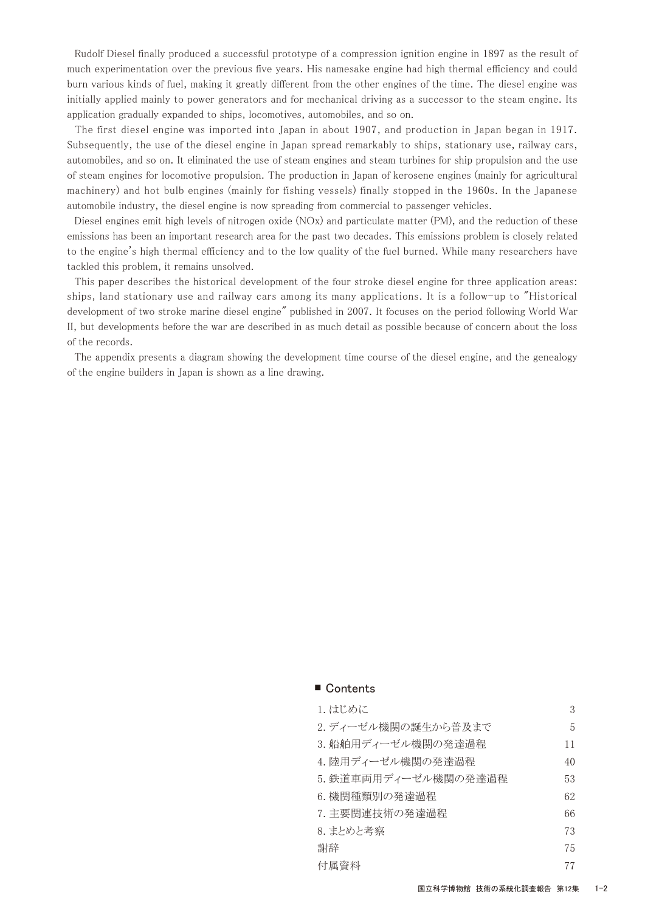Rudolf Diesel finally produced a successful prototype of a compression ignition engine in 1897 as the result of much experimentation over the previous five years. His namesake engine had high thermal efficiency and could burn various kinds of fuel, making it greatly different from the other engines of the time. The diesel engine was initially applied mainly to power generators and for mechanical driving as a successor to the steam engine. Its application gradually expanded to ships, locomotives, automobiles, and so on.

The first diesel engine was imported into Japan in about 1907, and production in Japan began in 1917. Subsequently, the use of the diesel engine in Japan spread remarkably to ships, stationary use, railway cars, automobiles, and so on. It eliminated the use of steam engines and steam turbines for ship propulsion and the use of steam engines for locomotive propulsion. The production in Japan of kerosene engines (mainly for agricultural machinery) and hot bulb engines (mainly for fishing vessels) finally stopped in the 1960s. In the Japanese automobile industry, the diesel engine is now spreading from commercial to passenger vehicles.

Diesel engines emit high levels of nitrogen oxide (NOx) and particulate matter (PM), and the reduction of these emissions has been an important research area for the past two decades. This emissions problem is closely related to the engine's high thermal efficiency and to the low quality of the fuel burned. While many researchers have tackled this problem, it remains unsolved.

This paper describes the historical development of the four stroke diesel engine for three application areas: ships, land stationary use and railway cars among its many applications. It is a follow-up to "Historical development of two stroke marine diesel engine" published in 2007. It focuses on the period following World War II, but developments before the war are described in as much detail as possible because of concern about the loss of the records.

The appendix presents a diagram showing the development time course of the diesel engine, and the genealogy of the engine builders in Japan is shown as a line drawing.

## ■ Contents

| | |
|---|---|
| 1. はじめに | 3 |
| 2. ディーゼル機関の誕生から普及まで | 5 |
| 3. 船舶用ディーゼル機関の発達過程 | 11 |
| 4. 陸用ディーゼル機関の発達過程 | 40 |
| 5. 鉄道車両用ディーゼル機関の発達過程 | 53 |
| 6. 機関種類別の発達過程 | 62 |
| 7. 主要関連技術の発達過程 | 66 |
| 8. まとめと考察 | 73 |
| 謝辞 | 75 |
| 付属資料 | 77 |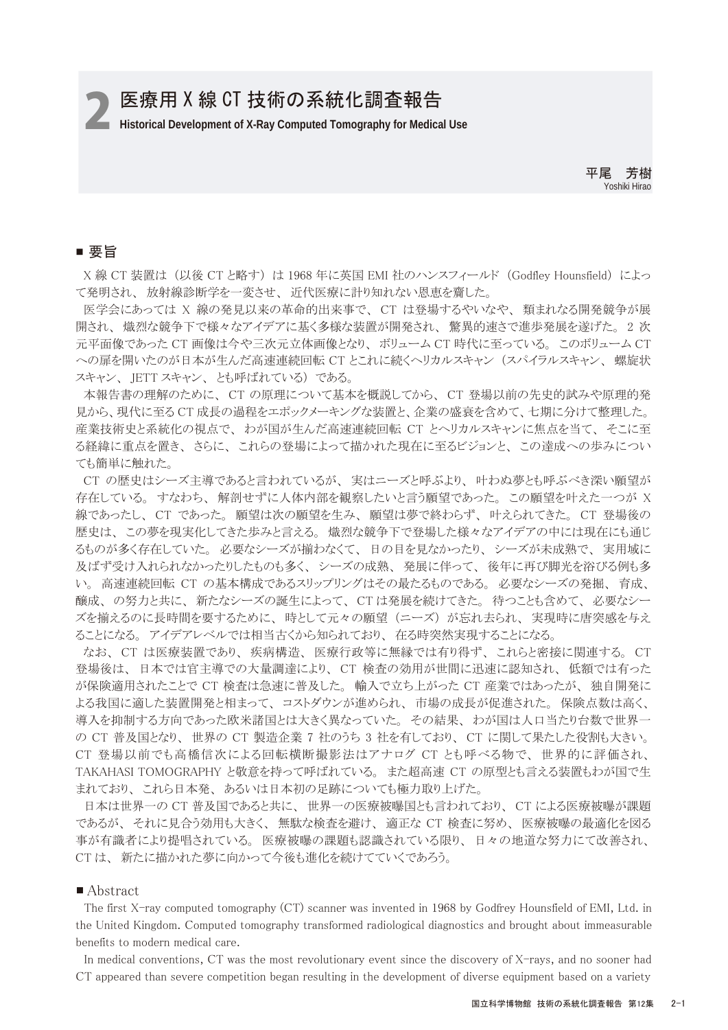# 2 医療用 X 線 CT 技術の系統化調査報告

**Historical Development of X-Ray Computed Tomography for Medical Use**

平尾　芳樹
Yoshiki Hirao

## ■ 要旨

X 線 CT 装置は（以後 CT と略す）は 1968 年に英国 EMI 社のハンスフィールド（Godfley Hounsfield）によって発明され、放射線診断学を一変させ、近代医療に計り知れない恩恵を齎した。

医学会にあっては X 線の発見以来の革命的出来事で、CT は登場するやいなや、類まれなる開発競争が展開され、熾烈な競争下で様々なアイデアに基く多様な装置が開発され、驚異的速さで進歩発展を遂げた。2 次元平面像であった CT 画像は今や三次元立体画像となり、ボリューム CT 時代に至っている。このボリューム CT への扉を開いたのが日本が生んだ高速連続回転 CT とこれに続くヘリカルスキャン（スパイラルスキャン、螺旋状スキャン、JETT スキャン、とも呼ばれている）である。

本報告書の理解のために、CT の原理について基本を概説してから、CT 登場以前の先史的試みや原理的発見から、現代に至る CT 成長の過程をエポックメーキングな装置と、企業の盛衰を含めて、七期に分けて整理した。産業技術史と系統化の視点で、わが国が生んだ高速連続回転 CT とヘリカルスキャンに焦点を当て、そこに至る経緯に重点を置き、さらに、これらの登場によって描かれた現在に至るビジョンと、この達成への歩みについても簡単に触れた。

CT の歴史はシーズ主導であると言われているが、実はニーズと呼ぶより、叶わぬ夢とも呼ぶべき深い願望が存在している。すなわち、解剖せずに人体内部を観察したいと言う願望であった。この願望を叶えた一つが X 線であったし、CT であった。願望は次の願望を生み、願望は夢で終わらず、叶えられてきた。CT 登場後の歴史は、この夢を現実化してきた歩みと言える。熾烈な競争下で登場した様々なアイデアの中には現在にも通じるものが多く存在していた。必要なシーズが揃わなくて、日の目を見なかったり、シーズが未成熟で、実用域に及ばず受け入れられなかったりしたものも多く、シーズの成熟、発展に伴って、後年に再び脚光を浴びる例も多い。高速連続回転 CT の基本構成であるスリップリングはその最たるものである。必要なシーズの発掘、育成、醸成、の努力と共に、新たなシーズの誕生によって、CT は発展を続けてきた。待つことも含めて、必要なシーズを揃えるのに長時間を要するために、時として元々の願望（ニーズ）が忘れ去られ、実現時に唐突感を与えることになる。アイデアレベルでは相当古くから知られており、在る時突然実現することになる。

なお、CT は医療装置であり、疾病構造、医療行政等に無縁では有り得ず、これらと密接に関連する。CT 登場後は、日本では官主導での大量調達により、CT 検査の効用が世間に迅速に認知され、低額では有ったが保険適用されたことで CT 検査は急速に普及した。輸入で立ち上がった CT 産業ではあったが、独自開発による我国に適した装置開発と相まって、コストダウンが進められ、市場の成長が促進された。保険点数は高く、導入を抑制する方向であった欧米諸国とは大きく異なっていた。その結果、わが国は人口当たり台数で世界一の CT 普及国となり、世界の CT 製造企業 7 社のうち 3 社を有しており、CT に関して果たした役割も大きい。CT 登場以前でも高橋信次による回転横断撮影法はアナログ CT とも呼べる物で、世界的に評価され、TAKAHASI TOMOGRAPHY と敬意を持って呼ばれている。また超高速 CT の原型とも言える装置もわが国で生まれており、これら日本発、あるいは日本初の足跡についても極力取り上げた。

日本は世界一の CT 普及国であると共に、世界一の医療被曝国とも言われており、CT による医療被曝が課題であるが、それに見合う効用も大きく、無駄な検査を避け、適正な CT 検査に努め、医療被曝の最適化を図る事が有識者により提唱されている。医療被曝の課題も認識されている限り、日々の地道な努力にて改善され、CT は、新たに描かれた夢に向かって今後も進化を続けてていくであろう。

## ■ Abstract

The first X-ray computed tomography (CT) scanner was invented in 1968 by Godfrey Hounsfield of EMI, Ltd. in the United Kingdom. Computed tomography transformed radiological diagnostics and brought about immeasurable benefits to modern medical care.

In medical conventions, CT was the most revolutionary event since the discovery of X-rays, and no sooner had CT appeared than severe competition began resulting in the development of diverse equipment based on a variety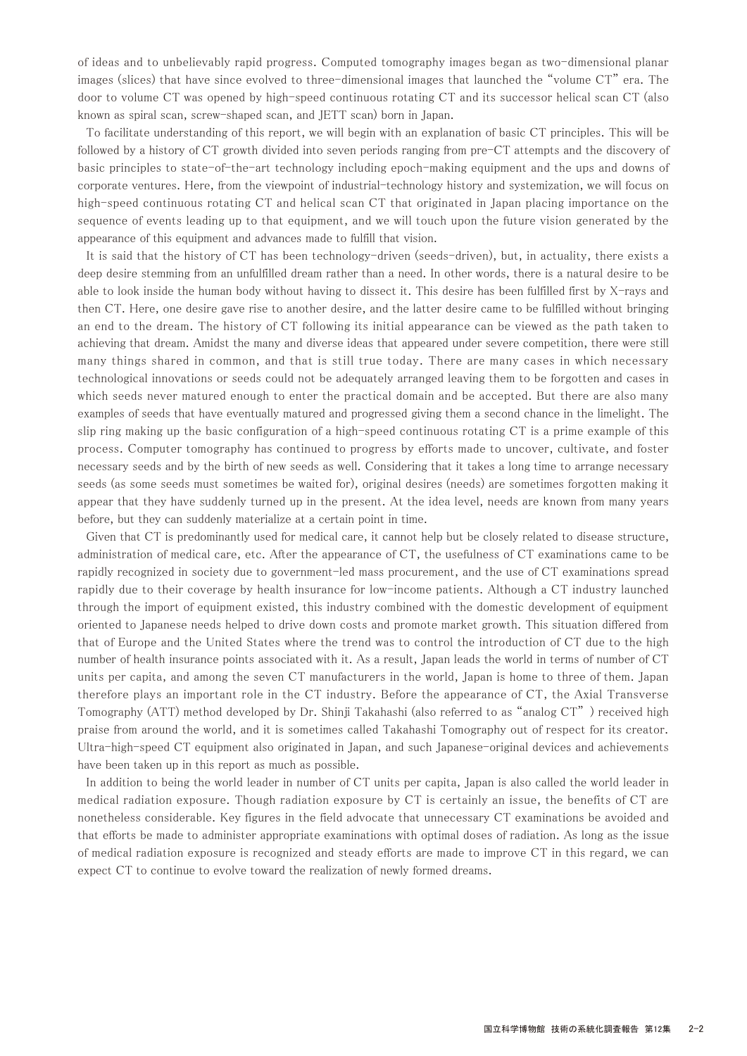of ideas and to unbelievably rapid progress. Computed tomography images began as two-dimensional planar images (slices) that have since evolved to three-dimensional images that launched the "volume CT" era. The door to volume CT was opened by high-speed continuous rotating CT and its successor helical scan CT (also known as spiral scan, screw-shaped scan, and JETT scan) born in Japan.

To facilitate understanding of this report, we will begin with an explanation of basic CT principles. This will be followed by a history of CT growth divided into seven periods ranging from pre-CT attempts and the discovery of basic principles to state-of-the-art technology including epoch-making equipment and the ups and downs of corporate ventures. Here, from the viewpoint of industrial-technology history and systemization, we will focus on high-speed continuous rotating CT and helical scan CT that originated in Japan placing importance on the sequence of events leading up to that equipment, and we will touch upon the future vision generated by the appearance of this equipment and advances made to fulfill that vision.

It is said that the history of CT has been technology-driven (seeds-driven), but, in actuality, there exists a deep desire stemming from an unfulfilled dream rather than a need. In other words, there is a natural desire to be able to look inside the human body without having to dissect it. This desire has been fulfilled first by X-rays and then CT. Here, one desire gave rise to another desire, and the latter desire came to be fulfilled without bringing an end to the dream. The history of CT following its initial appearance can be viewed as the path taken to achieving that dream. Amidst the many and diverse ideas that appeared under severe competition, there were still many things shared in common, and that is still true today. There are many cases in which necessary technological innovations or seeds could not be adequately arranged leaving them to be forgotten and cases in which seeds never matured enough to enter the practical domain and be accepted. But there are also many examples of seeds that have eventually matured and progressed giving them a second chance in the limelight. The slip ring making up the basic configuration of a high-speed continuous rotating CT is a prime example of this process. Computer tomography has continued to progress by efforts made to uncover, cultivate, and foster necessary seeds and by the birth of new seeds as well. Considering that it takes a long time to arrange necessary seeds (as some seeds must sometimes be waited for), original desires (needs) are sometimes forgotten making it appear that they have suddenly turned up in the present. At the idea level, needs are known from many years before, but they can suddenly materialize at a certain point in time.

Given that CT is predominantly used for medical care, it cannot help but be closely related to disease structure, administration of medical care, etc. After the appearance of CT, the usefulness of CT examinations came to be rapidly recognized in society due to government-led mass procurement, and the use of CT examinations spread rapidly due to their coverage by health insurance for low-income patients. Although a CT industry launched through the import of equipment existed, this industry combined with the domestic development of equipment oriented to Japanese needs helped to drive down costs and promote market growth. This situation differed from that of Europe and the United States where the trend was to control the introduction of CT due to the high number of health insurance points associated with it. As a result, Japan leads the world in terms of number of CT units per capita, and among the seven CT manufacturers in the world, Japan is home to three of them. Japan therefore plays an important role in the CT industry. Before the appearance of CT, the Axial Transverse Tomography (ATT) method developed by Dr. Shinji Takahashi (also referred to as "analog CT") received high praise from around the world, and it is sometimes called Takahashi Tomography out of respect for its creator. Ultra-high-speed CT equipment also originated in Japan, and such Japanese-original devices and achievements have been taken up in this report as much as possible.

In addition to being the world leader in number of CT units per capita, Japan is also called the world leader in medical radiation exposure. Though radiation exposure by CT is certainly an issue, the benefits of CT are nonetheless considerable. Key figures in the field advocate that unnecessary CT examinations be avoided and that efforts be made to administer appropriate examinations with optimal doses of radiation. As long as the issue of medical radiation exposure is recognized and steady efforts are made to improve CT in this regard, we can expect CT to continue to evolve toward the realization of newly formed dreams.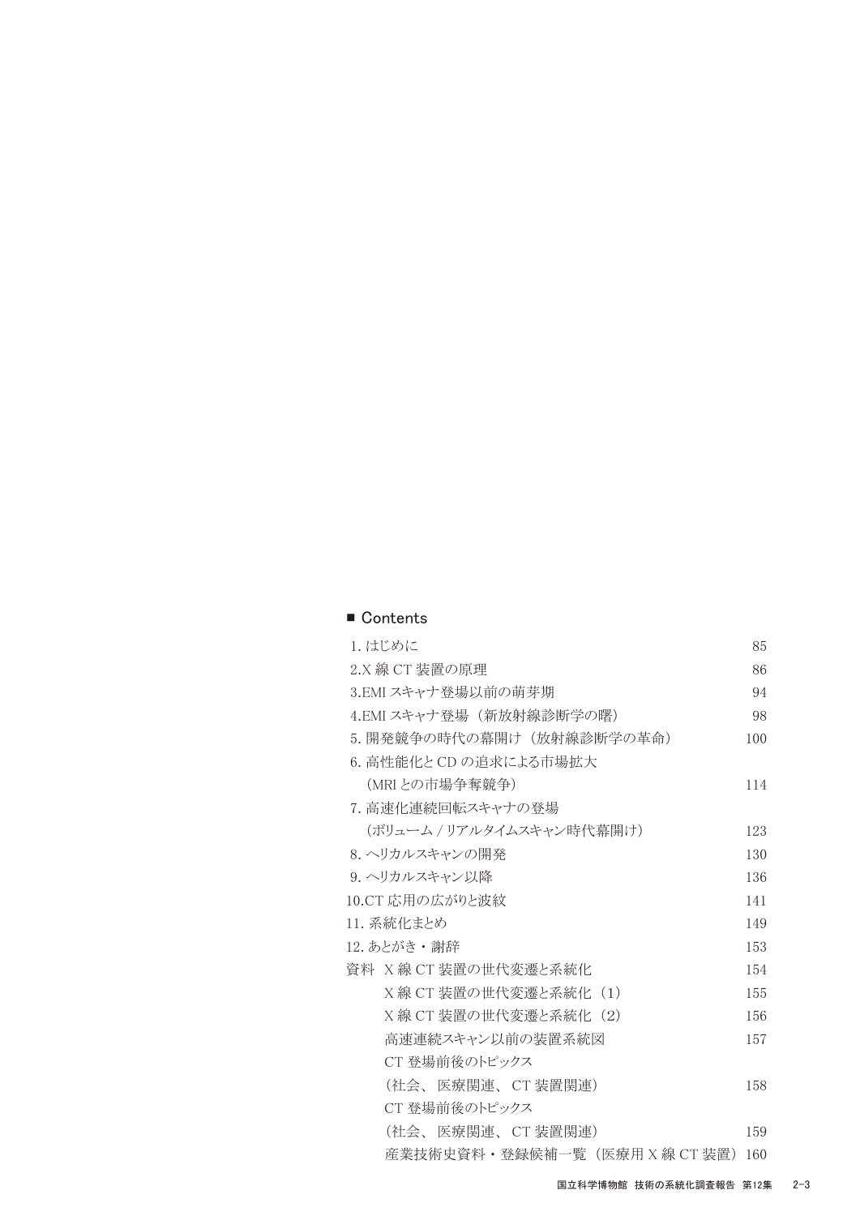## ■ Contents

| | |
|---|---|
| 1. はじめに | 85 |
| 2.X 線 CT 装置の原理 | 86 |
| 3.EMI スキャナ登場以前の萌芽期 | 94 |
| 4.EMI スキャナ登場（新放射線診断学の曙） | 98 |
| 5. 開発競争の時代の幕開け（放射線診断学の革命） | 100 |
| 6. 高性能化と CD の追求による市場拡大（MRI との市場争奪競争） | 114 |
| 7. 高速化連続回転スキャナの登場（ボリューム / リアルタイムスキャン時代幕開け） | 123 |
| 8. ヘリカルスキャンの開発 | 130 |
| 9. ヘリカルスキャン以降 | 136 |
| 10.CT 応用の広がりと波紋 | 141 |
| 11. 系統化まとめ | 149 |
| 12. あとがき・謝辞 | 153 |
| 資料　X 線 CT 装置の世代変遷と系統化 | 154 |
| 　X 線 CT 装置の世代変遷と系統化（1） | 155 |
| 　X 線 CT 装置の世代変遷と系統化（2） | 156 |
| 　高速連続スキャン以前の装置系統図 | 157 |
| 　CT 登場前後のトピックス（社会、医療関連、CT 装置関連） | 158 |
| 　CT 登場前後のトピックス（社会、医療関連、CT 装置関連） | 159 |
| 　産業技術史資料・登録候補一覧（医療用 X 線 CT 装置） | 160 |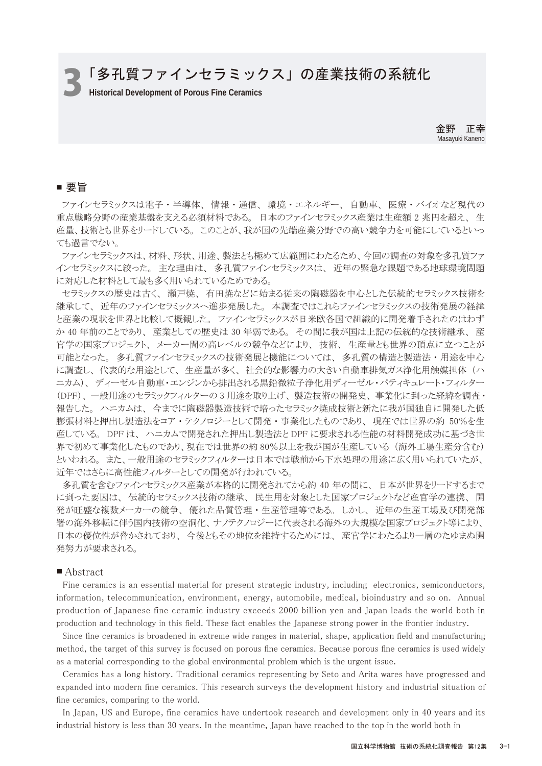# 3 「多孔質ファインセラミックス」の産業技術の系統化

**Historical Development of Porous Fine Ceramics**

金野　正幸
Masayuki Kaneno

## ■ 要旨

ファインセラミックスは電子・半導体、情報・通信、環境・エネルギー、自動車、医療・バイオなど現代の重点戦略分野の産業基盤を支える必須材料である。日本のファインセラミックス産業は生産額 2 兆円を超え、生産量、技術とも世界をリードしている。このことが、我が国の先端産業分野での高い競争力を可能にしているといっても過言でない。

ファインセラミックスは、材料、形状、用途、製法とも極めて広範囲にわたるため、今回の調査の対象を多孔質ファインセラミックスに絞った。主な理由は、多孔質ファインセラミックスは、近年の緊急な課題である地球環境問題に対応した材料として最も多く用いられているためである。

セラミックスの歴史は古く、瀬戸焼、有田焼などに始まる従来の陶磁器を中心とした伝統的セラミックス技術を継承して、近年のファインセラミックスへ進歩発展した。本調査ではこれらファインセラミックスの技術発展の経緯と産業の現状を世界と比較して概観した。ファインセラミックスが日米欧各国で組織的に開発着手されたのはわずか 40 年前のことであり、産業としての歴史は 30 年弱である。その間に我が国は上記の伝統的な技術継承、産官学の国家プロジェクト、メーカー間の高レベルの競争などにより、技術、生産量とも世界の頂点に立つことが可能となった。多孔質ファインセラミックスの技術発展と機能については、多孔質の構造と製造法・用途を中心に調査し、代表的な用途として、生産量が多く、社会的な影響力の大きい自動車排気ガス浄化用触媒担体（ハニカム）、ディーゼル自動車・エンジンから排出される黒鉛微粒子浄化用ディーゼル・パティキュレート・フィルター（DPF）、一般用途のセラミックフィルターの 3 用途を取り上げ、製造技術の開発史、事業化に到った経緯を調査・報告した。ハニカムは、今までに陶磁器製造技術で培ったセラミック焼成技術と新たに我が国独自に開発した低膨張材料と押出し製造法をコア・テクノロジーとして開発・事業化したものであり、現在では世界の約 50%を生産している。DPF は、ハニカムで開発された押出し製造法と DPF に要求される性能の材料開発成功に基づき世界で初めて事業化したものであり、現在では世界の約 80%以上を我が国が生産している（海外工場生産分含む）といわれる。また、一般用途のセラミックフィルターは日本では戦前から下水処理の用途に広く用いられていたが、近年ではさらに高性能フィルターとしての開発が行われている。

多孔質を含むファインセラミックス産業が本格的に開発されてから約 40 年の間に、日本が世界をリードするまでに到った要因は、伝統的セラミックス技術の継承、民生用を対象とした国家プロジェクトなど産官学の連携、開発が旺盛な複数メーカーの競争、優れた品質管理・生産管理等である。しかし、近年の生産工場及び開発部署の海外移転に伴う国内技術の空洞化、ナノテクノロジーに代表される海外の大規模な国家プロジェクト等により、日本の優位性が脅かされており、今後ともその地位を維持するためには、産官学にわたるより一層のたゆまぬ開発努力が要求される。

## ■ Abstract

Fine ceramics is an essential material for present strategic industry, including electronics, semiconductors, information, telecommunication, environment, energy, automobile, medical, bioindustry and so on. Annual production of Japanese fine ceramic industry exceeds 2000 billion yen and Japan leads the world both in production and technology in this field. These fact enables the Japanese strong power in the frontier industry.

Since fine ceramics is broadened in extreme wide ranges in material, shape, application field and manufacturing method, the target of this survey is focused on porous fine ceramics. Because porous fine ceramics is used widely as a material corresponding to the global environmental problem which is the urgent issue.

Ceramics has a long history. Traditional ceramics representing by Seto and Arita wares have progressed and expanded into modern fine ceramics. This research surveys the development history and industrial situation of fine ceramics, comparing to the world.

In Japan, US and Europe, fine ceramics have undertook research and development only in 40 years and its industrial history is less than 30 years. In the meantime, Japan have reached to the top in the world both in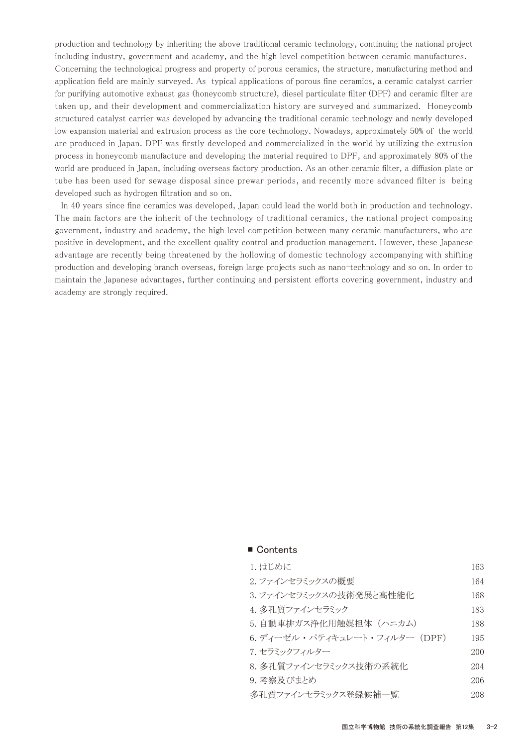production and technology by inheriting the above traditional ceramic technology, continuing the national project including industry, government and academy, and the high level competition between ceramic manufactures.
Concerning the technological progress and property of porous ceramics, the structure, manufacturing method and application field are mainly surveyed. As typical applications of porous fine ceramics, a ceramic catalyst carrier for purifying automotive exhaust gas (honeycomb structure), diesel particulate filter (DPF) and ceramic filter are taken up, and their development and commercialization history are surveyed and summarized. Honeycomb structured catalyst carrier was developed by advancing the traditional ceramic technology and newly developed low expansion material and extrusion process as the core technology. Nowadays, approximately 50% of the world are produced in Japan. DPF was firstly developed and commercialized in the world by utilizing the extrusion process in honeycomb manufacture and developing the material required to DPF, and approximately 80% of the world are produced in Japan, including overseas factory production. As an other ceramic filter, a diffusion plate or tube has been used for sewage disposal since prewar periods, and recently more advanced filter is being developed such as hydrogen filtration and so on.

In 40 years since fine ceramics was developed, Japan could lead the world both in production and technology. The main factors are the inherit of the technology of traditional ceramics, the national project composing government, industry and academy, the high level competition between many ceramic manufacturers, who are positive in development, and the excellent quality control and production management. However, these Japanese advantage are recently being threatened by the hollowing of domestic technology accompanying with shifting production and developing branch overseas, foreign large projects such as nano-technology and so on. In order to maintain the Japanese advantages, further continuing and persistent efforts covering government, industry and academy are strongly required.

## ■ Contents

| | |
|---|---|
| 1. はじめに | 163 |
| 2. ファインセラミックスの概要 | 164 |
| 3. ファインセラミックスの技術発展と高性能化 | 168 |
| 4. 多孔質ファインセラミック | 183 |
| 5. 自動車排ガス浄化用触媒担体（ハニカム） | 188 |
| 6. ディーゼル・パティキュレート・フィルター（DPF） | 195 |
| 7. セラミックフィルター | 200 |
| 8. 多孔質ファインセラミックス技術の系統化 | 204 |
| 9. 考察及びまとめ | 206 |
| 多孔質ファインセラミックス登録候補一覧 | 208 |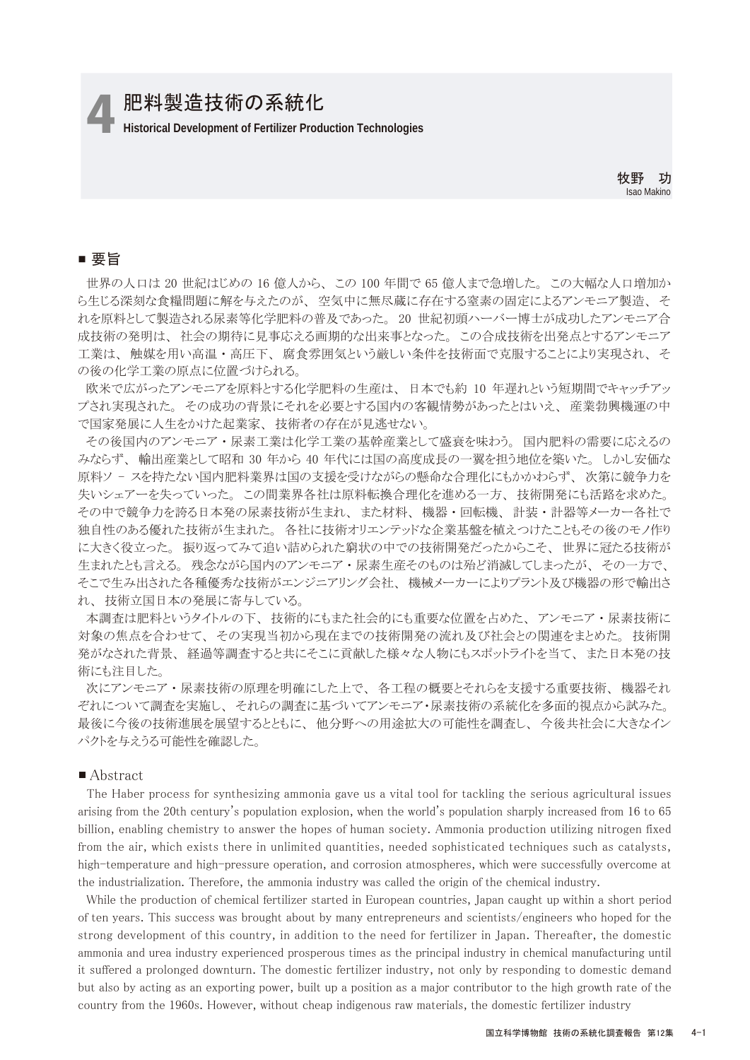# 4 肥料製造技術の系統化

**Historical Development of Fertilizer Production Technologies**

牧野　功
Isao Makino

## ■ 要旨

世界の人口は 20 世紀はじめの 16 億人から、この 100 年間で 65 億人まで急増した。この大幅な人口増加から生じる深刻な食糧問題に解を与えたのが、空気中に無尽蔵に存在する窒素の固定によるアンモニア製造、それを原料として製造される尿素等化学肥料の普及であった。20 世紀初頭ハーバー博士が成功したアンモニア合成技術の発明は、社会の期待に見事応える画期的な出来事となった。この合成技術を出発点とするアンモニア工業は、触媒を用い高温・高圧下、腐食雰囲気という厳しい条件を技術面で克服することにより実現され、その後の化学工業の原点に位置づけられる。

欧米で広がったアンモニアを原料とする化学肥料の生産は、日本でも約 10 年遅れという短期間でキャッチアップされ実現された。その成功の背景にそれを必要とする国内の客観情勢があったとはいえ、産業勃興機運の中で国家発展に人生をかけた起業家、技術者の存在が見逃せない。

その後国内のアンモニア・尿素工業は化学工業の基幹産業として盛衰を味わう。国内肥料の需要に応えるのみならず、輸出産業として昭和 30 年から 40 年代には国の高度成長の一翼を担う地位を築いた。しかし安価な原料ソ－スを持たない国内肥料業界は国の支援を受けながらの懸命な合理化にもかかわらず、次第に競争力を失いシェアーを失っていった。この間業界各社は原料転換合理化を進める一方、技術開発にも活路を求めた。その中で競争力を誇る日本発の尿素技術が生まれ、また材料、機器・回転機、計装・計器等メーカー各社で独自性のある優れた技術が生まれた。各社に技術オリエンテッドな企業基盤を植えつけたこともその後のモノ作りに大きく役立った。振り返ってみて追い詰められた窮状の中での技術開発だったからこそ、世界に冠たる技術が生まれたとも言える。残念ながら国内のアンモニア・尿素生産そのものは殆ど消滅してしまったが、その一方で、そこで生み出された各種優秀な技術がエンジニアリング会社、機械メーカーによりプラント及び機器の形で輸出され、技術立国日本の発展に寄与している。

本調査は肥料というタイトルの下、技術的にもまた社会的にも重要な位置を占めた、アンモニア・尿素技術に対象の焦点を合わせて、その実現当初から現在までの技術開発の流れ及び社会との関連をまとめた。技術開発がなされた背景、経過等調査すると共にそこに貢献した様々な人物にもスポットライトを当て、また日本発の技術にも注目した。

次にアンモニア・尿素技術の原理を明確にした上で、各工程の概要とそれらを支援する重要技術、機器それぞれについて調査を実施し、それらの調査に基づいてアンモニア・尿素技術の系統化を多面的視点から試みた。最後に今後の技術進展を展望するとともに、他分野への用途拡大の可能性を調査し、今後共社会に大きなインパクトを与えうる可能性を確認した。

## ■ Abstract

The Haber process for synthesizing ammonia gave us a vital tool for tackling the serious agricultural issues arising from the 20th century's population explosion, when the world's population sharply increased from 16 to 65 billion, enabling chemistry to answer the hopes of human society. Ammonia production utilizing nitrogen fixed from the air, which exists there in unlimited quantities, needed sophisticated techniques such as catalysts, high-temperature and high-pressure operation, and corrosion atmospheres, which were successfully overcome at the industrialization. Therefore, the ammonia industry was called the origin of the chemical industry.

While the production of chemical fertilizer started in European countries, Japan caught up within a short period of ten years. This success was brought about by many entrepreneurs and scientists/engineers who hoped for the strong development of this country, in addition to the need for fertilizer in Japan. Thereafter, the domestic ammonia and urea industry experienced prosperous times as the principal industry in chemical manufacturing until it suffered a prolonged downturn. The domestic fertilizer industry, not only by responding to domestic demand but also by acting as an exporting power, built up a position as a major contributor to the high growth rate of the country from the 1960s. However, without cheap indigenous raw materials, the domestic fertilizer industry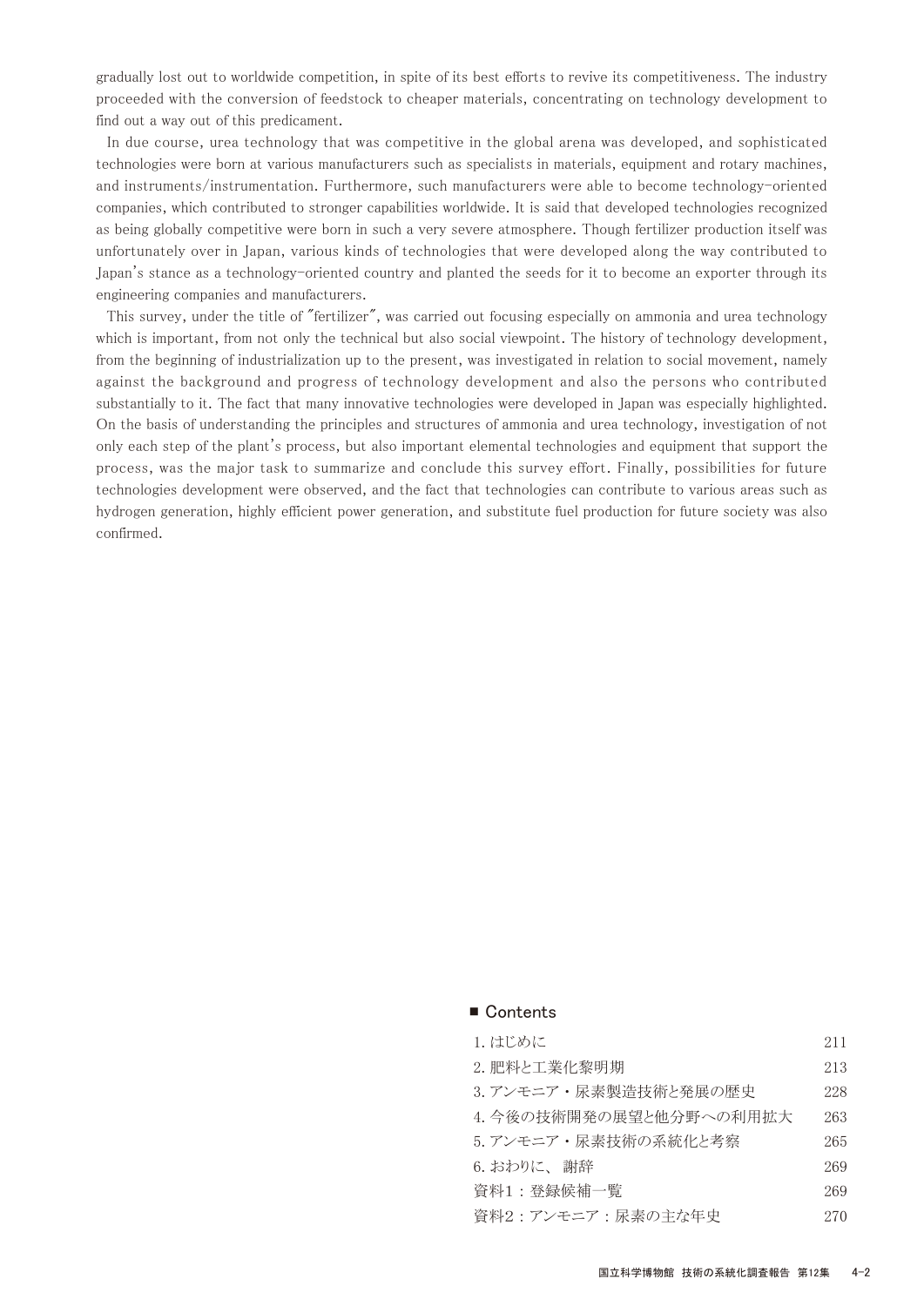gradually lost out to worldwide competition, in spite of its best efforts to revive its competitiveness. The industry proceeded with the conversion of feedstock to cheaper materials, concentrating on technology development to find out a way out of this predicament.

In due course, urea technology that was competitive in the global arena was developed, and sophisticated technologies were born at various manufacturers such as specialists in materials, equipment and rotary machines, and instruments/instrumentation. Furthermore, such manufacturers were able to become technology-oriented companies, which contributed to stronger capabilities worldwide. It is said that developed technologies recognized as being globally competitive were born in such a very severe atmosphere. Though fertilizer production itself was unfortunately over in Japan, various kinds of technologies that were developed along the way contributed to Japan's stance as a technology-oriented country and planted the seeds for it to become an exporter through its engineering companies and manufacturers.

This survey, under the title of "fertilizer", was carried out focusing especially on ammonia and urea technology which is important, from not only the technical but also social viewpoint. The history of technology development, from the beginning of industrialization up to the present, was investigated in relation to social movement, namely against the background and progress of technology development and also the persons who contributed substantially to it. The fact that many innovative technologies were developed in Japan was especially highlighted. On the basis of understanding the principles and structures of ammonia and urea technology, investigation of not only each step of the plant's process, but also important elemental technologies and equipment that support the process, was the major task to summarize and conclude this survey effort. Finally, possibilities for future technologies development were observed, and the fact that technologies can contribute to various areas such as hydrogen generation, highly efficient power generation, and substitute fuel production for future society was also confirmed.

■ Contents

| | |
|---|---|
| 1. はじめに | 211 |
| 2. 肥料と工業化黎明期 | 213 |
| 3. アンモニア・尿素製造技術と発展の歴史 | 228 |
| 4. 今後の技術開発の展望と他分野への利用拡大 | 263 |
| 5. アンモニア・尿素技術の系統化と考察 | 265 |
| 6. おわりに、謝辞 | 269 |
| 資料1：登録候補一覧 | 269 |
| 資料2：アンモニア：尿素の主な年史 | 270 |